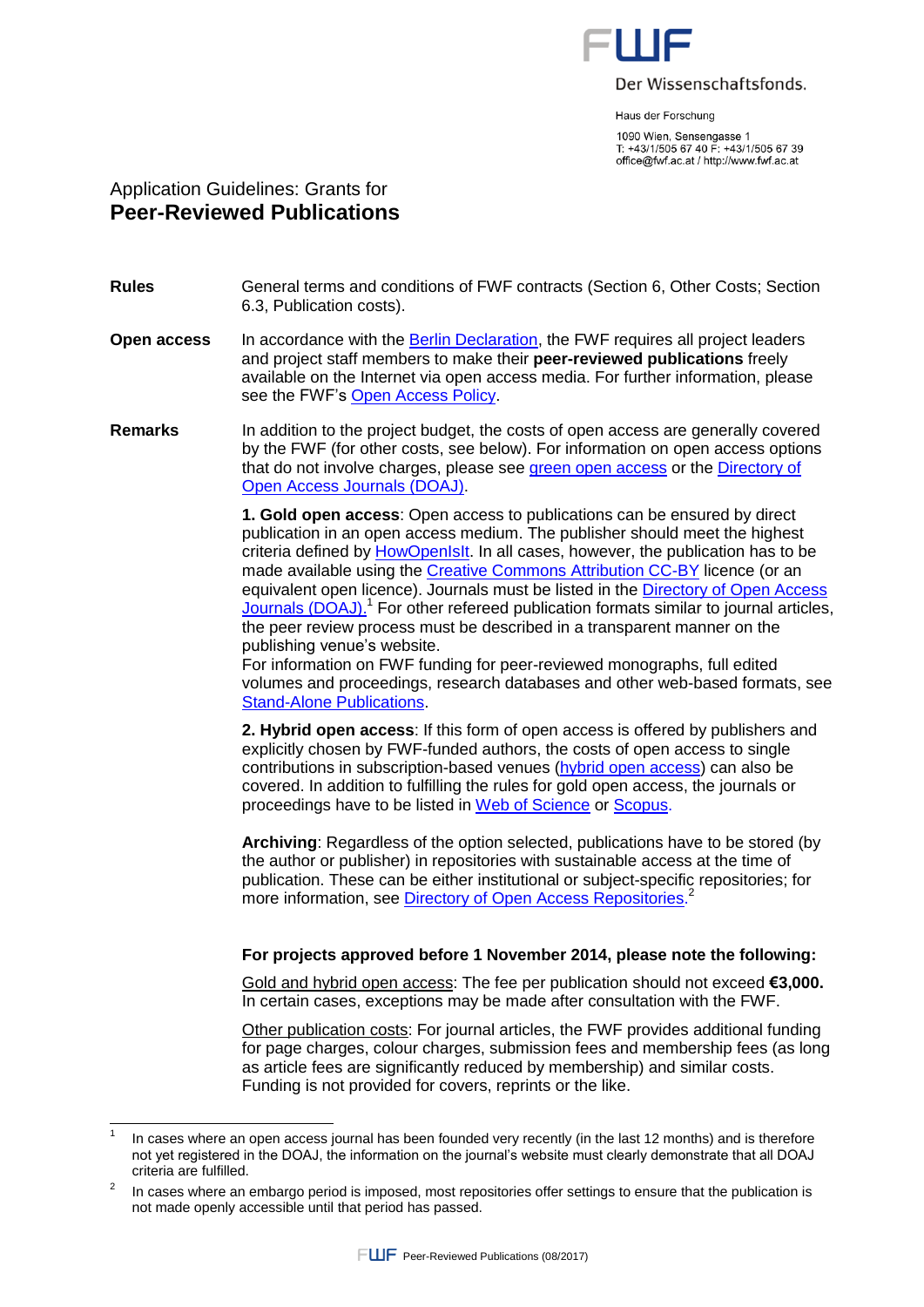FWF Der Wissenschaftsfonds.

Haus der Forschung

1090 Wien, Sensengasse 1
T: +43/1/505 67 40 F: +43/1/505 67 39
office@fwf.ac.at / http://www.fwf.ac.at

# Application Guidelines: Grants for **Peer-Reviewed Publications**

**Rules**

General terms and conditions of FWF contracts (Section 6, Other Costs; Section 6.3, Publication costs).

**Open access**

In accordance with the Berlin Declaration, the FWF requires all project leaders and project staff members to make their **peer-reviewed publications** freely available on the Internet via open access media. For further information, please see the FWF's Open Access Policy.

**Remarks**

In addition to the project budget, the costs of open access are generally covered by the FWF (for other costs, see below). For information on open access options that do not involve charges, please see green open access or the Directory of Open Access Journals (DOAJ).

**1. Gold open access**: Open access to publications can be ensured by direct publication in an open access medium. The publisher should meet the highest criteria defined by HowOpenIsIt. In all cases, however, the publication has to be made available using the Creative Commons Attribution CC-BY licence (or an equivalent open licence). Journals must be listed in the Directory of Open Access Journals (DOAJ).[1] For other refereed publication formats similar to journal articles, the peer review process must be described in a transparent manner on the publishing venue's website.
For information on FWF funding for peer-reviewed monographs, full edited volumes and proceedings, research databases and other web-based formats, see Stand-Alone Publications.

**2. Hybrid open access**: If this form of open access is offered by publishers and explicitly chosen by FWF-funded authors, the costs of open access to single contributions in subscription-based venues (hybrid open access) can also be covered. In addition to fulfilling the rules for gold open access, the journals or proceedings have to be listed in Web of Science or Scopus.

**Archiving**: Regardless of the option selected, publications have to be stored (by the author or publisher) in repositories with sustainable access at the time of publication. These can be either institutional or subject-specific repositories; for more information, see Directory of Open Access Repositories.[2]

**For projects approved before 1 November 2014, please note the following:**

Gold and hybrid open access: The fee per publication should not exceed **€3,000.** In certain cases, exceptions may be made after consultation with the FWF.

Other publication costs: For journal articles, the FWF provides additional funding for page charges, colour charges, submission fees and membership fees (as long as article fees are significantly reduced by membership) and similar costs. Funding is not provided for covers, reprints or the like.

---

[1] In cases where an open access journal has been founded very recently (in the last 12 months) and is therefore not yet registered in the DOAJ, the information on the journal's website must clearly demonstrate that all DOAJ criteria are fulfilled.

[2] In cases where an embargo period is imposed, most repositories offer settings to ensure that the publication is not made openly accessible until that period has passed.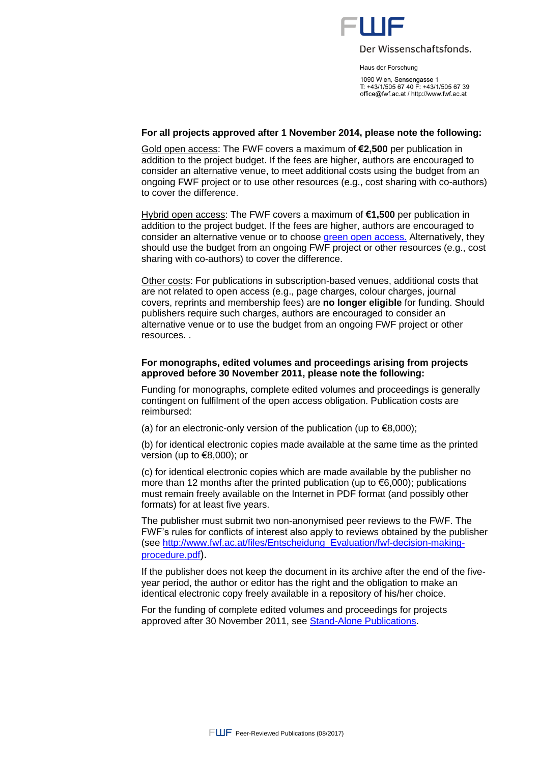**For all projects approved after 1 November 2014, please note the following:**

Gold open access: The FWF covers a maximum of **€2,500** per publication in addition to the project budget. If the fees are higher, authors are encouraged to consider an alternative venue, to meet additional costs using the budget from an ongoing FWF project or to use other resources (e.g., cost sharing with co-authors) to cover the difference.

Hybrid open access: The FWF covers a maximum of **€1,500** per publication in addition to the project budget. If the fees are higher, authors are encouraged to consider an alternative venue or to choose green open access. Alternatively, they should use the budget from an ongoing FWF project or other resources (e.g., cost sharing with co-authors) to cover the difference.

Other costs: For publications in subscription-based venues, additional costs that are not related to open access (e.g., page charges, colour charges, journal covers, reprints and membership fees) are **no longer eligible** for funding. Should publishers require such charges, authors are encouraged to consider an alternative venue or to use the budget from an ongoing FWF project or other resources. .

**For monographs, edited volumes and proceedings arising from projects approved before 30 November 2011, please note the following:**

Funding for monographs, complete edited volumes and proceedings is generally contingent on fulfilment of the open access obligation. Publication costs are reimbursed:

(a) for an electronic-only version of the publication (up to €8,000);

(b) for identical electronic copies made available at the same time as the printed version (up to €8,000); or

(c) for identical electronic copies which are made available by the publisher no more than 12 months after the printed publication (up to €6,000); publications must remain freely available on the Internet in PDF format (and possibly other formats) for at least five years.

The publisher must submit two non-anonymised peer reviews to the FWF. The FWF's rules for conflicts of interest also apply to reviews obtained by the publisher (see http://www.fwf.ac.at/files/Entscheidung_Evaluation/fwf-decision-making-procedure.pdf).

If the publisher does not keep the document in its archive after the end of the five-year period, the author or editor has the right and the obligation to make an identical electronic copy freely available in a repository of his/her choice.

For the funding of complete edited volumes and proceedings for projects approved after 30 November 2011, see Stand-Alone Publications.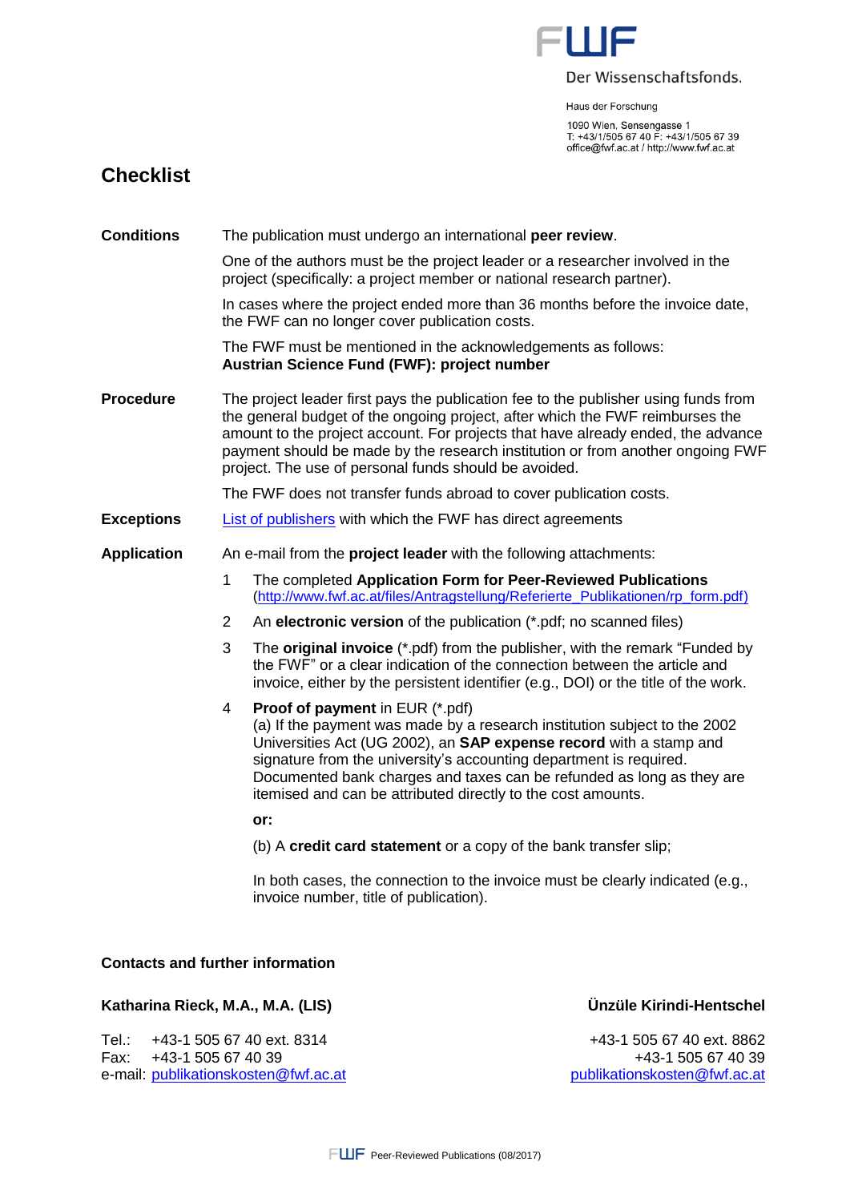FWF
Der Wissenschaftsfonds.

Haus der Forschung

1090 Wien, Sensengasse 1
T: +43/1/505 67 40 F: +43/1/505 67 39
office@fwf.ac.at / http://www.fwf.ac.at

# Checklist

**Conditions**

The publication must undergo an international **peer review**.

One of the authors must be the project leader or a researcher involved in the project (specifically: a project member or national research partner).

In cases where the project ended more than 36 months before the invoice date, the FWF can no longer cover publication costs.

The FWF must be mentioned in the acknowledgements as follows:
**Austrian Science Fund (FWF): project number**

**Procedure**

The project leader first pays the publication fee to the publisher using funds from the general budget of the ongoing project, after which the FWF reimburses the amount to the project account. For projects that have already ended, the advance payment should be made by the research institution or from another ongoing FWF project. The use of personal funds should be avoided.

The FWF does not transfer funds abroad to cover publication costs.

**Exceptions**

List of publishers with which the FWF has direct agreements

**Application**

An e-mail from the **project leader** with the following attachments:

1. The completed **Application Form for Peer-Reviewed Publications** (http://www.fwf.ac.at/files/Antragstellung/Referierte_Publikationen/rp_form.pdf)
2. An **electronic version** of the publication (*.pdf; no scanned files)
3. The **original invoice** (*.pdf) from the publisher, with the remark "Funded by the FWF" or a clear indication of the connection between the article and invoice, either by the persistent identifier (e.g., DOI) or the title of the work.
4. **Proof of payment** in EUR (*.pdf)
   (a) If the payment was made by a research institution subject to the 2002 Universities Act (UG 2002), an **SAP expense record** with a stamp and signature from the university's accounting department is required. Documented bank charges and taxes can be refunded as long as they are itemised and can be attributed directly to the cost amounts.

   **or:**

   (b) A **credit card statement** or a copy of the bank transfer slip;

   In both cases, the connection to the invoice must be clearly indicated (e.g., invoice number, title of publication).

**Contacts and further information**

**Katharina Rieck, M.A., M.A. (LIS)**

Tel.: +43-1 505 67 40 ext. 8314
Fax: +43-1 505 67 40 39
e-mail: publikationskosten@fwf.ac.at

**Ünzüle Kirindi-Hentschel**

+43-1 505 67 40 ext. 8862
+43-1 505 67 40 39
publikationskosten@fwf.ac.at

FWF Peer-Reviewed Publications (08/2017)